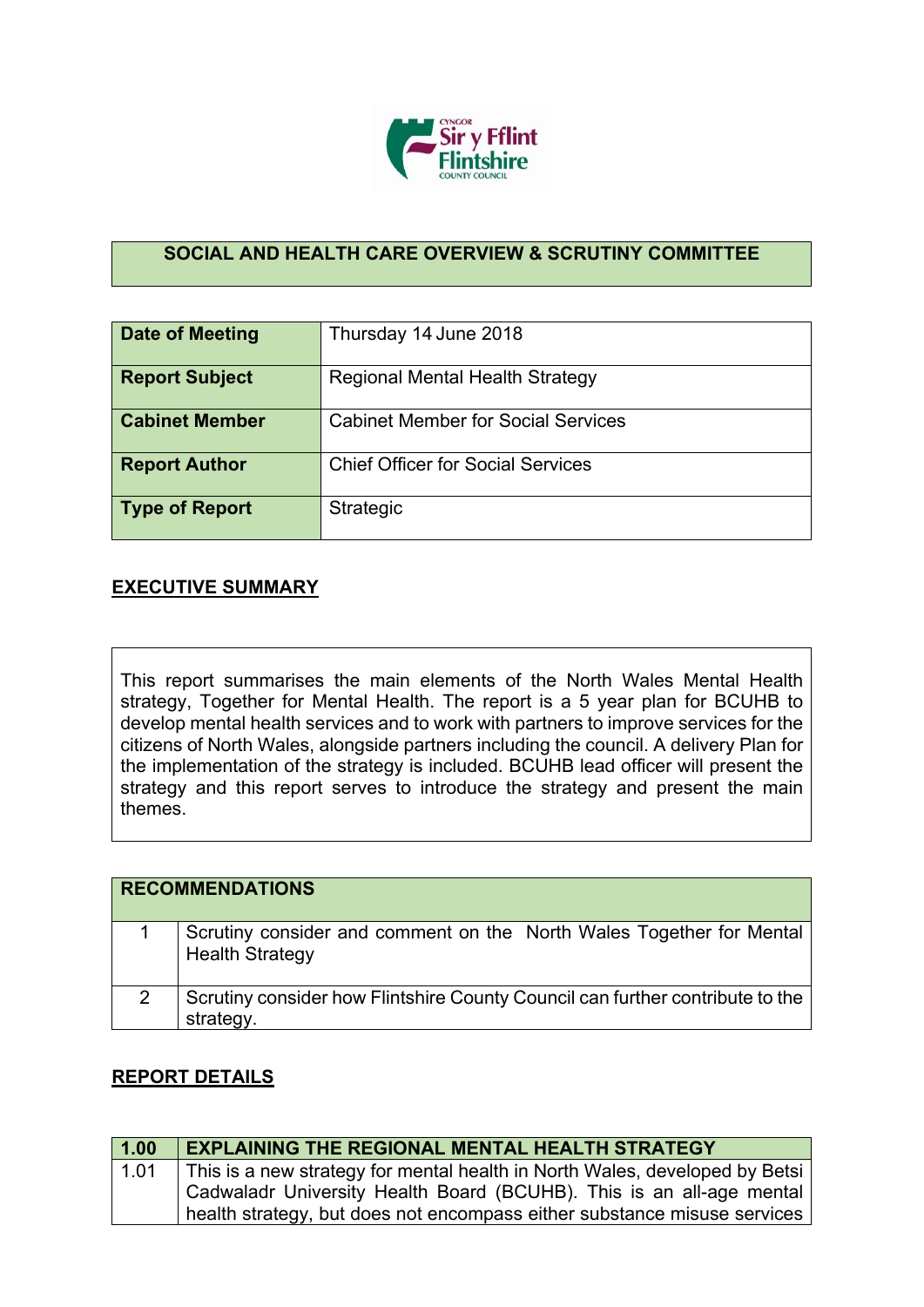## SOCIAL AND HEALTH CARE OVERVIEW & SCRUTINY COMMITTEE

| Date of Meeting | Thursday 14 June 2018 |
|---|---|
| Report Subject | Regional Mental Health Strategy |
| Cabinet Member | Cabinet Member for Social Services |
| Report Author | Chief Officer for Social Services |
| Type of Report | Strategic |

## EXECUTIVE SUMMARY

This report summarises the main elements of the North Wales Mental Health strategy, Together for Mental Health. The report is a 5 year plan for BCUHB to develop mental health services and to work with partners to improve services for the citizens of North Wales, alongside partners including the council. A delivery Plan for the implementation of the strategy is included. BCUHB lead officer will present the strategy and this report serves to introduce the strategy and present the main themes.

| RECOMMENDATIONS | |
|---|---|
| 1 | Scrutiny consider and comment on the North Wales Together for Mental Health Strategy |
| 2 | Scrutiny consider how Flintshire County Council can further contribute to the strategy. |

## REPORT DETAILS

| 1.00 | EXPLAINING THE REGIONAL MENTAL HEALTH STRATEGY |
|---|---|
| 1.01 | This is a new strategy for mental health in North Wales, developed by Betsi Cadwaladr University Health Board (BCUHB). This is an all-age mental health strategy, but does not encompass either substance misuse services |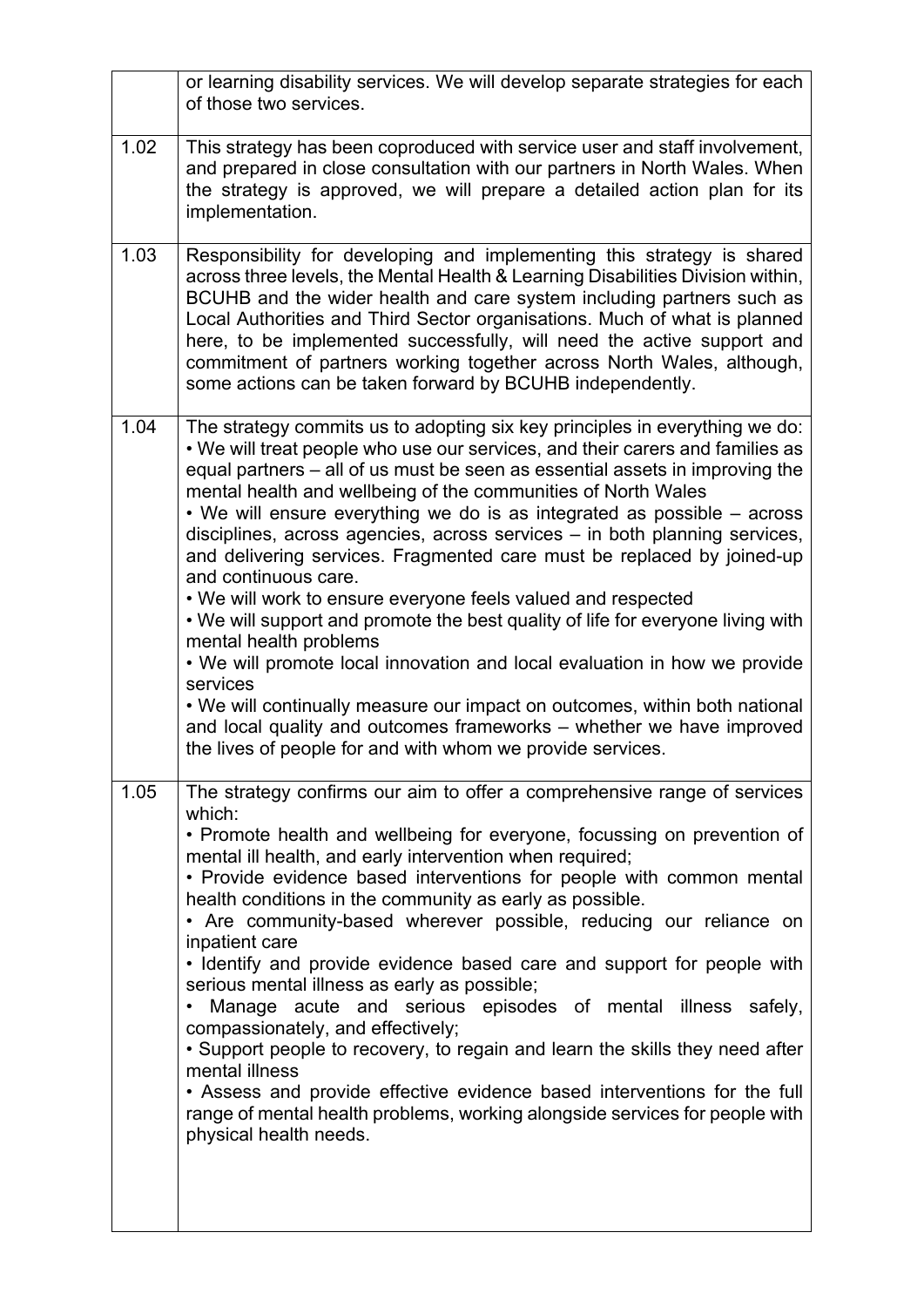| | |
|---|---|
| | or learning disability services. We will develop separate strategies for each of those two services. |
| 1.02 | This strategy has been coproduced with service user and staff involvement, and prepared in close consultation with our partners in North Wales. When the strategy is approved, we will prepare a detailed action plan for its implementation. |
| 1.03 | Responsibility for developing and implementing this strategy is shared across three levels, the Mental Health & Learning Disabilities Division within, BCUHB and the wider health and care system including partners such as Local Authorities and Third Sector organisations. Much of what is planned here, to be implemented successfully, will need the active support and commitment of partners working together across North Wales, although, some actions can be taken forward by BCUHB independently. |
| 1.04 | The strategy commits us to adopting six key principles in everything we do:<br>• We will treat people who use our services, and their carers and families as equal partners – all of us must be seen as essential assets in improving the mental health and wellbeing of the communities of North Wales<br>• We will ensure everything we do is as integrated as possible – across disciplines, across agencies, across services – in both planning services, and delivering services. Fragmented care must be replaced by joined-up and continuous care.<br>• We will work to ensure everyone feels valued and respected<br>• We will support and promote the best quality of life for everyone living with mental health problems<br>• We will promote local innovation and local evaluation in how we provide services<br>• We will continually measure our impact on outcomes, within both national and local quality and outcomes frameworks – whether we have improved the lives of people for and with whom we provide services. |
| 1.05 | The strategy confirms our aim to offer a comprehensive range of services which:<br>• Promote health and wellbeing for everyone, focussing on prevention of mental ill health, and early intervention when required;<br>• Provide evidence based interventions for people with common mental health conditions in the community as early as possible.<br>• Are community-based wherever possible, reducing our reliance on inpatient care<br>• Identify and provide evidence based care and support for people with serious mental illness as early as possible;<br>• Manage acute and serious episodes of mental illness safely, compassionately, and effectively;<br>• Support people to recovery, to regain and learn the skills they need after mental illness<br>• Assess and provide effective evidence based interventions for the full range of mental health problems, working alongside services for people with physical health needs. |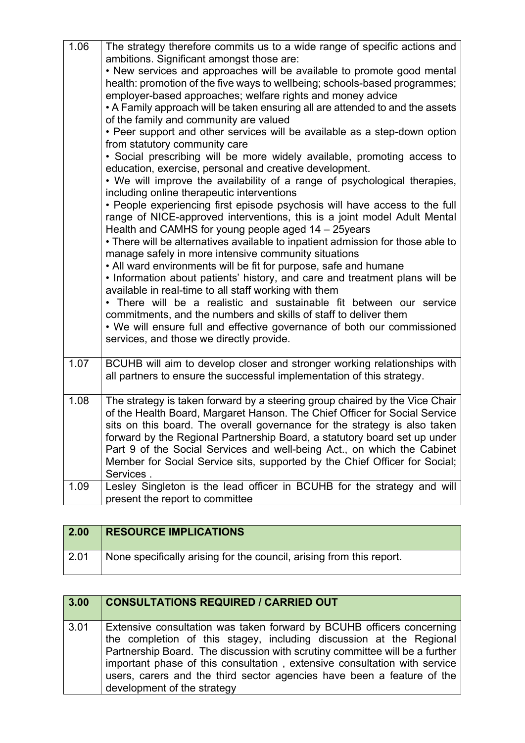| | |
|---|---|
| 1.06 | The strategy therefore commits us to a wide range of specific actions and ambitions. Significant amongst those are:<br>• New services and approaches will be available to promote good mental health: promotion of the five ways to wellbeing; schools-based programmes; employer-based approaches; welfare rights and money advice<br>• A Family approach will be taken ensuring all are attended to and the assets of the family and community are valued<br>• Peer support and other services will be available as a step-down option from statutory community care<br>• Social prescribing will be more widely available, promoting access to education, exercise, personal and creative development.<br>• We will improve the availability of a range of psychological therapies, including online therapeutic interventions<br>• People experiencing first episode psychosis will have access to the full range of NICE-approved interventions, this is a joint model Adult Mental Health and CAMHS for young people aged 14 – 25years<br>• There will be alternatives available to inpatient admission for those able to manage safely in more intensive community situations<br>• All ward environments will be fit for purpose, safe and humane<br>• Information about patients' history, and care and treatment plans will be available in real-time to all staff working with them<br>• There will be a realistic and sustainable fit between our service commitments, and the numbers and skills of staff to deliver them<br>• We will ensure full and effective governance of both our commissioned services, and those we directly provide. |
| 1.07 | BCUHB will aim to develop closer and stronger working relationships with all partners to ensure the successful implementation of this strategy. |
| 1.08 | The strategy is taken forward by a steering group chaired by the Vice Chair of the Health Board, Margaret Hanson. The Chief Officer for Social Service sits on this board. The overall governance for the strategy is also taken forward by the Regional Partnership Board, a statutory board set up under Part 9 of the Social Services and well-being Act., on which the Cabinet Member for Social Service sits, supported by the Chief Officer for Social; Services . |
| 1.09 | Lesley Singleton is the lead officer in BCUHB for the strategy and will present the report to committee |

| 2.00 | RESOURCE IMPLICATIONS |
|---|---|
| 2.01 | None specifically arising for the council, arising from this report. |

| 3.00 | CONSULTATIONS REQUIRED / CARRIED OUT |
|---|---|
| 3.01 | Extensive consultation was taken forward by BCUHB officers concerning the completion of this stagey, including discussion at the Regional Partnership Board. The discussion with scrutiny committee will be a further important phase of this consultation , extensive consultation with service users, carers and the third sector agencies have been a feature of the development of the strategy |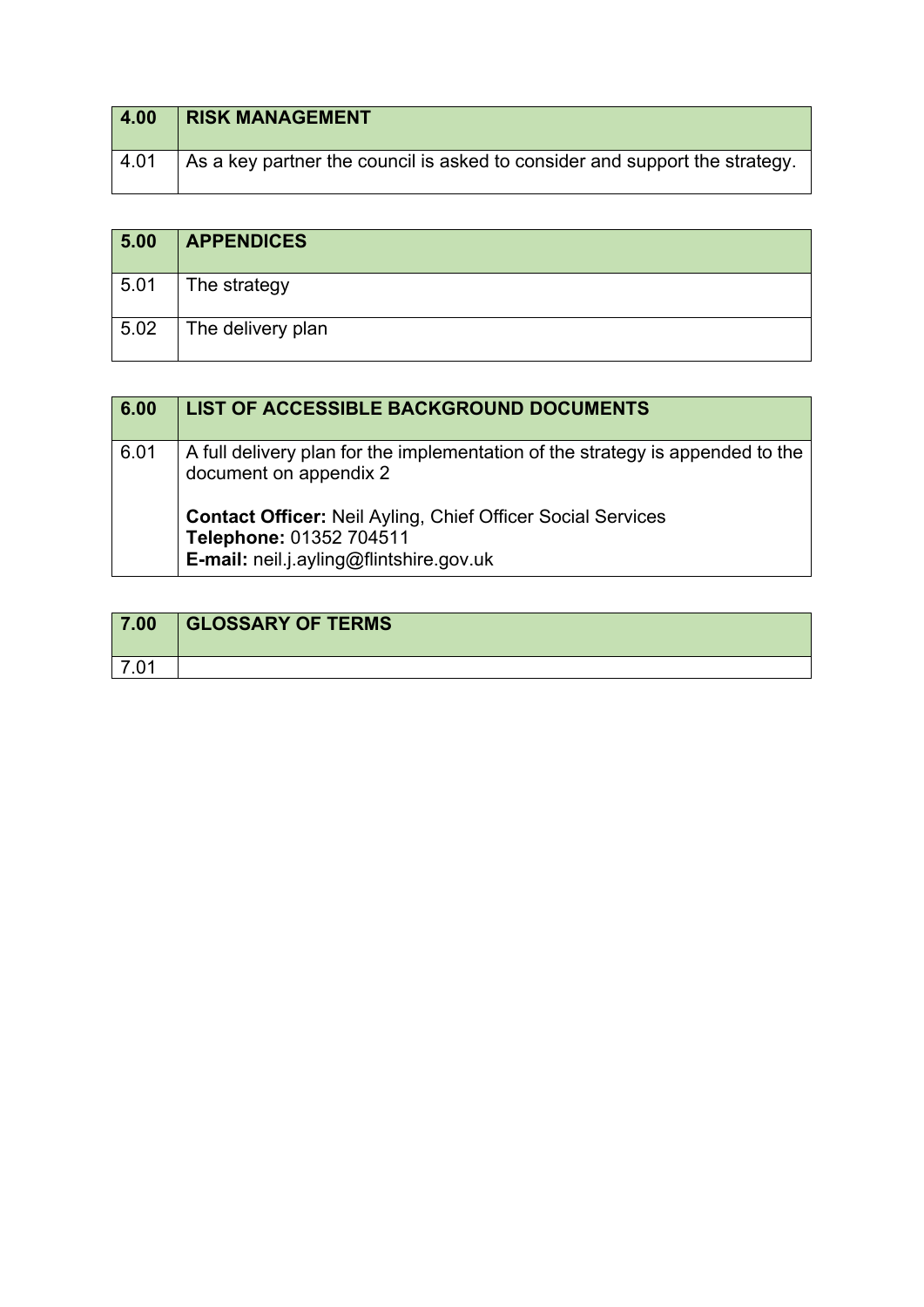| 4.00 | **RISK MANAGEMENT** |
|---|---|
| 4.01 | As a key partner the council is asked to consider and support the strategy. |

| 5.00 | **APPENDICES** |
|---|---|
| 5.01 | The strategy |
| 5.02 | The delivery plan |

| 6.00 | **LIST OF ACCESSIBLE BACKGROUND DOCUMENTS** |
|---|---|
| 6.01 | A full delivery plan for the implementation of the strategy is appended to the document on appendix 2<br><br>**Contact Officer:** Neil Ayling, Chief Officer Social Services<br>**Telephone:** 01352 704511<br>**E-mail:** neil.j.ayling@flintshire.gov.uk |

| 7.00 | **GLOSSARY OF TERMS** |
|---|---|
| 7.01 | |